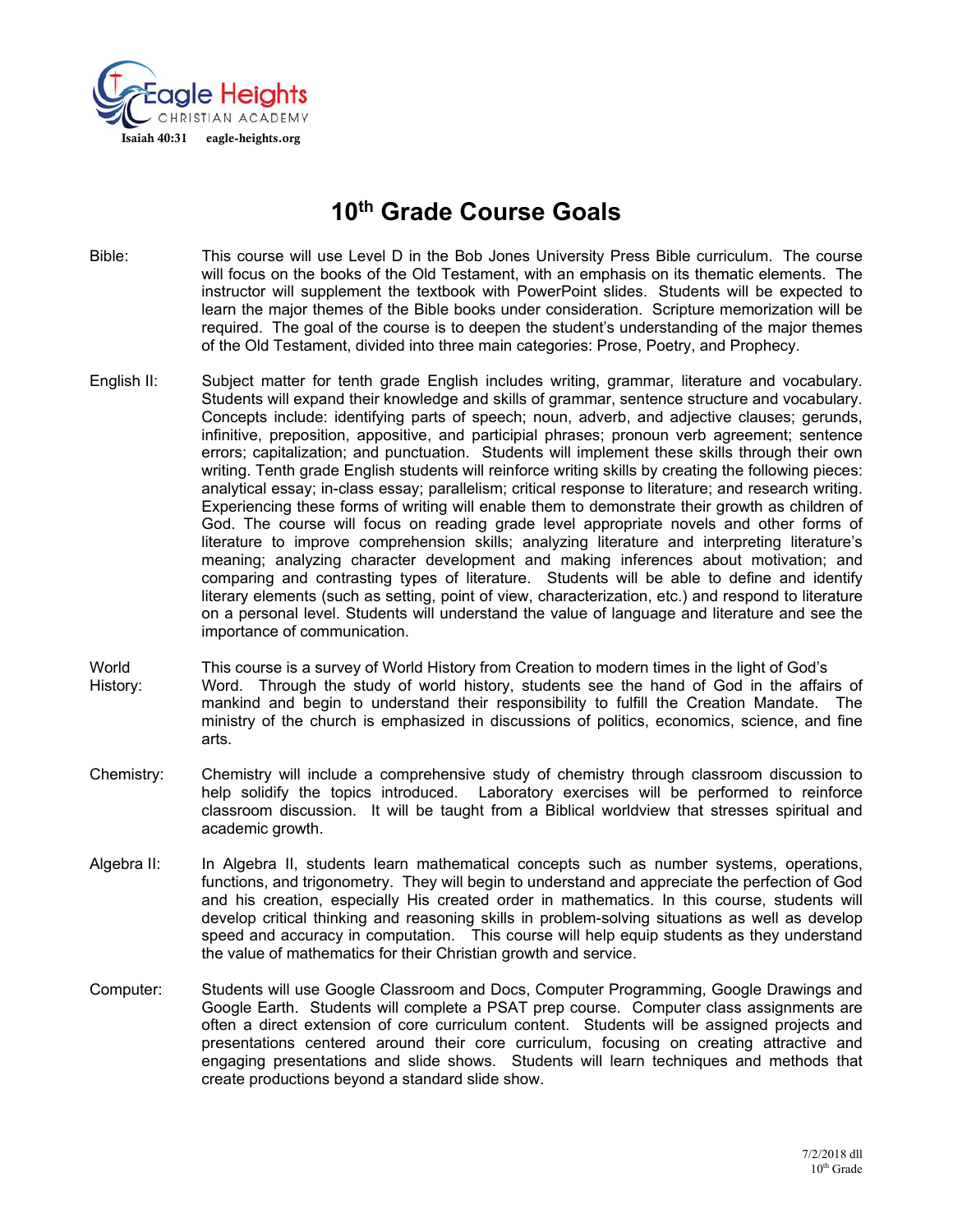Eagle Heights
CHRISTIAN ACADEMY
Isaiah 40:31 eagle-heights.org

# 10th Grade Course Goals

**Bible:** This course will use Level D in the Bob Jones University Press Bible curriculum. The course will focus on the books of the Old Testament, with an emphasis on its thematic elements. The instructor will supplement the textbook with PowerPoint slides. Students will be expected to learn the major themes of the Bible books under consideration. Scripture memorization will be required. The goal of the course is to deepen the student's understanding of the major themes of the Old Testament, divided into three main categories: Prose, Poetry, and Prophecy.

**English II:** Subject matter for tenth grade English includes writing, grammar, literature and vocabulary. Students will expand their knowledge and skills of grammar, sentence structure and vocabulary. Concepts include: identifying parts of speech; noun, adverb, and adjective clauses; gerunds, infinitive, preposition, appositive, and participial phrases; pronoun verb agreement; sentence errors; capitalization; and punctuation. Students will implement these skills through their own writing. Tenth grade English students will reinforce writing skills by creating the following pieces: analytical essay; in-class essay; parallelism; critical response to literature; and research writing. Experiencing these forms of writing will enable them to demonstrate their growth as children of God. The course will focus on reading grade level appropriate novels and other forms of literature to improve comprehension skills; analyzing literature and interpreting literature's meaning; analyzing character development and making inferences about motivation; and comparing and contrasting types of literature. Students will be able to define and identify literary elements (such as setting, point of view, characterization, etc.) and respond to literature on a personal level. Students will understand the value of language and literature and see the importance of communication.

**World History:** This course is a survey of World History from Creation to modern times in the light of God's Word. Through the study of world history, students see the hand of God in the affairs of mankind and begin to understand their responsibility to fulfill the Creation Mandate. The ministry of the church is emphasized in discussions of politics, economics, science, and fine arts.

**Chemistry:** Chemistry will include a comprehensive study of chemistry through classroom discussion to help solidify the topics introduced. Laboratory exercises will be performed to reinforce classroom discussion. It will be taught from a Biblical worldview that stresses spiritual and academic growth.

**Algebra II:** In Algebra II, students learn mathematical concepts such as number systems, operations, functions, and trigonometry. They will begin to understand and appreciate the perfection of God and his creation, especially His created order in mathematics. In this course, students will develop critical thinking and reasoning skills in problem-solving situations as well as develop speed and accuracy in computation. This course will help equip students as they understand the value of mathematics for their Christian growth and service.

**Computer:** Students will use Google Classroom and Docs, Computer Programming, Google Drawings and Google Earth. Students will complete a PSAT prep course. Computer class assignments are often a direct extension of core curriculum content. Students will be assigned projects and presentations centered around their core curriculum, focusing on creating attractive and engaging presentations and slide shows. Students will learn techniques and methods that create productions beyond a standard slide show.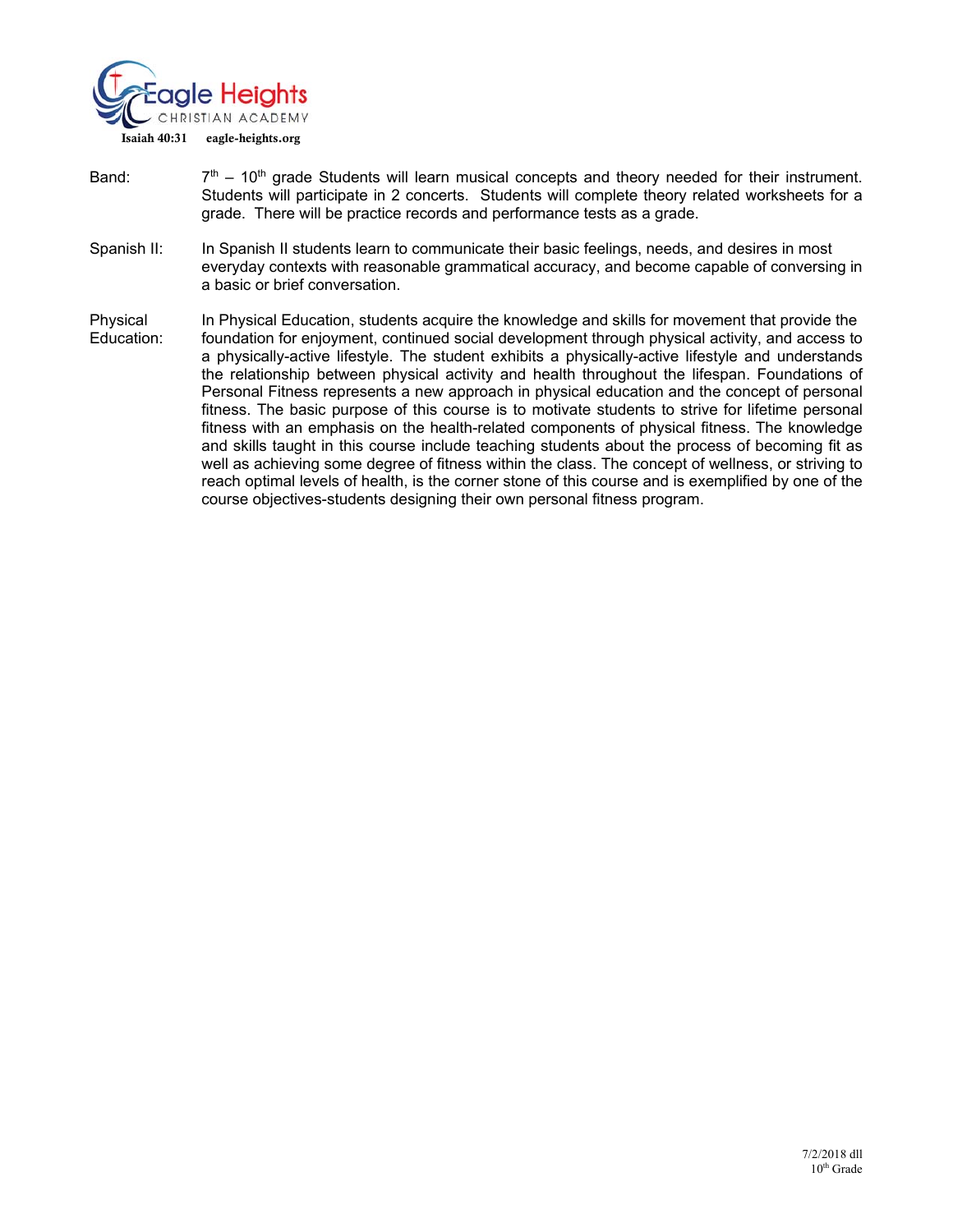**Band:** 7th – 10th grade Students will learn musical concepts and theory needed for their instrument. Students will participate in 2 concerts. Students will complete theory related worksheets for a grade. There will be practice records and performance tests as a grade.

**Spanish II:** In Spanish II students learn to communicate their basic feelings, needs, and desires in most everyday contexts with reasonable grammatical accuracy, and become capable of conversing in a basic or brief conversation.

**Physical Education:** In Physical Education, students acquire the knowledge and skills for movement that provide the foundation for enjoyment, continued social development through physical activity, and access to a physically-active lifestyle. The student exhibits a physically-active lifestyle and understands the relationship between physical activity and health throughout the lifespan. Foundations of Personal Fitness represents a new approach in physical education and the concept of personal fitness. The basic purpose of this course is to motivate students to strive for lifetime personal fitness with an emphasis on the health-related components of physical fitness. The knowledge and skills taught in this course include teaching students about the process of becoming fit as well as achieving some degree of fitness within the class. The concept of wellness, or striving to reach optimal levels of health, is the corner stone of this course and is exemplified by one of the course objectives-students designing their own personal fitness program.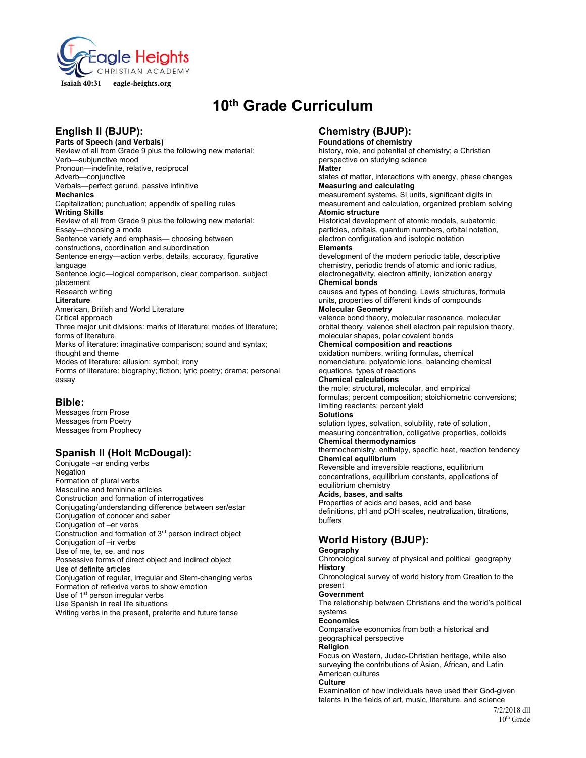Eagle Heights CHRISTIAN ACADEMY

Isaiah 40:31 eagle-heights.org

# 10th Grade Curriculum

## English II (BJUP):

**Parts of Speech (and Verbals)**
Review of all from Grade 9 plus the following new material:
Verb—subjunctive mood
Pronoun—indefinite, relative, reciprocal
Adverb—conjunctive
Verbals—perfect gerund, passive infinitive

**Mechanics**
Capitalization; punctuation; appendix of spelling rules

**Writing Skills**
Review of all from Grade 9 plus the following new material:
Essay—choosing a mode
Sentence variety and emphasis— choosing between constructions, coordination and subordination
Sentence energy—action verbs, details, accuracy, figurative language
Sentence logic—logical comparison, clear comparison, subject placement
Research writing

**Literature**
American, British and World Literature
Critical approach
Three major unit divisions: marks of literature; modes of literature; forms of literature
Marks of literature: imaginative comparison; sound and syntax; thought and theme
Modes of literature: allusion; symbol; irony
Forms of literature: biography; fiction; lyric poetry; drama; personal essay

## Bible:

Messages from Prose
Messages from Poetry
Messages from Prophecy

## Spanish II (Holt McDougal):

Conjugate –ar ending verbs
Negation
Formation of plural verbs
Masculine and feminine articles
Construction and formation of interrogatives
Conjugating/understanding difference between ser/estar
Conjugation of conocer and saber
Conjugation of –er verbs
Construction and formation of 3rd person indirect object
Conjugation of –ir verbs
Use of me, te, se, and nos
Possessive forms of direct object and indirect object
Use of definite articles
Conjugation of regular, irregular and Stem-changing verbs
Formation of reflexive verbs to show emotion
Use of 1st person irregular verbs
Use Spanish in real life situations
Writing verbs in the present, preterite and future tense

## Chemistry (BJUP):

**Foundations of chemistry**
history, role, and potential of chemistry; a Christian perspective on studying science

**Matter**
states of matter, interactions with energy, phase changes

**Measuring and calculating**
measurement systems, SI units, significant digits in measurement and calculation, organized problem solving

**Atomic structure**
Historical development of atomic models, subatomic particles, orbitals, quantum numbers, orbital notation, electron configuration and isotopic notation

**Elements**
development of the modern periodic table, descriptive chemistry, periodic trends of atomic and ionic radius, electronegativity, electron affinity, ionization energy

**Chemical bonds**
causes and types of bonding, Lewis structures, formula units, properties of different kinds of compounds

**Molecular Geometry**
valence bond theory, molecular resonance, molecular orbital theory, valence shell electron pair repulsion theory, molecular shapes, polar covalent bonds

**Chemical composition and reactions**
oxidation numbers, writing formulas, chemical nomenclature, polyatomic ions, balancing chemical equations, types of reactions

**Chemical calculations**
the mole; structural, molecular, and empirical formulas; percent composition; stoichiometric conversions; limiting reactants; percent yield

**Solutions**
solution types, solvation, solubility, rate of solution, measuring concentration, colligative properties, colloids

**Chemical thermodynamics**
thermochemistry, enthalpy, specific heat, reaction tendency

**Chemical equilibrium**
Reversible and irreversible reactions, equilibrium concentrations, equilibrium constants, applications of equilibrium chemistry

**Acids, bases, and salts**
Properties of acids and bases, acid and base definitions, pH and pOH scales, neutralization, titrations, buffers

## World History (BJUP):

**Geography**
Chronological survey of physical and political geography

**History**
Chronological survey of world history from Creation to the present

**Government**
The relationship between Christians and the world's political systems

**Economics**
Comparative economics from both a historical and geographical perspective

**Religion**
Focus on Western, Judeo-Christian heritage, while also surveying the contributions of Asian, African, and Latin American cultures

**Culture**
Examination of how individuals have used their God-given talents in the fields of art, music, literature, and science

7/2/2018 dll
10th Grade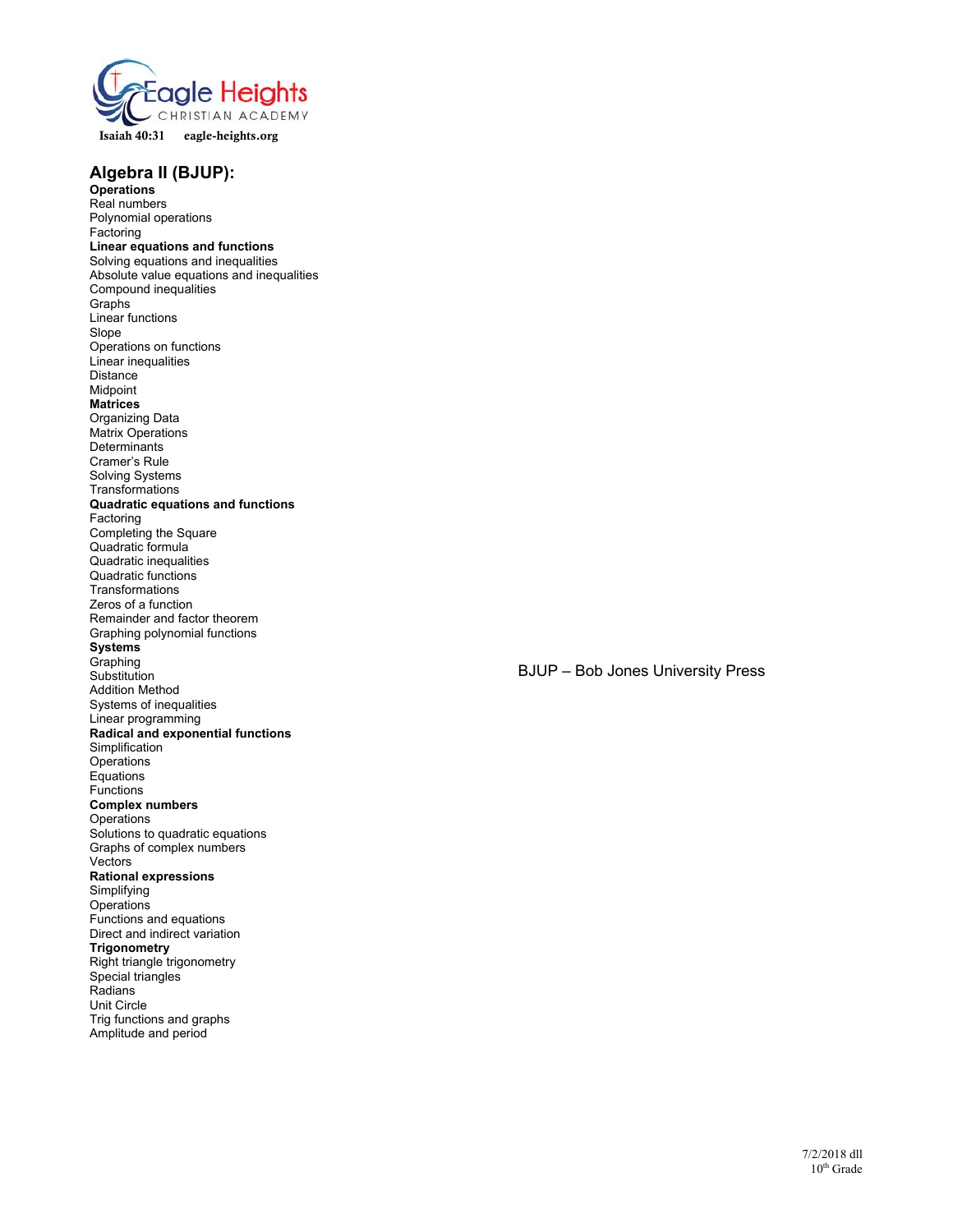Eagle Heights Christian Academy

Isaiah 40:31 eagle-heights.org

## Algebra II (BJUP):

**Operations**
Real numbers
Polynomial operations
Factoring

**Linear equations and functions**
Solving equations and inequalities
Absolute value equations and inequalities
Compound inequalities
Graphs
Linear functions
Slope
Operations on functions
Linear inequalities
Distance
Midpoint

**Matrices**
Organizing Data
Matrix Operations
Determinants
Cramer's Rule
Solving Systems
Transformations

**Quadratic equations and functions**
Factoring
Completing the Square
Quadratic formula
Quadratic inequalities
Quadratic functions
Transformations
Zeros of a function
Remainder and factor theorem
Graphing polynomial functions

**Systems**
Graphing
Substitution
Addition Method
Systems of inequalities
Linear programming

**Radical and exponential functions**
Simplification
Operations
Equations
Functions

**Complex numbers**
Operations
Solutions to quadratic equations
Graphs of complex numbers
Vectors

**Rational expressions**
Simplifying
Operations
Functions and equations
Direct and indirect variation

**Trigonometry**
Right triangle trigonometry
Special triangles
Radians
Unit Circle
Trig functions and graphs
Amplitude and period

BJUP – Bob Jones University Press

7/2/2018 dll
10th Grade